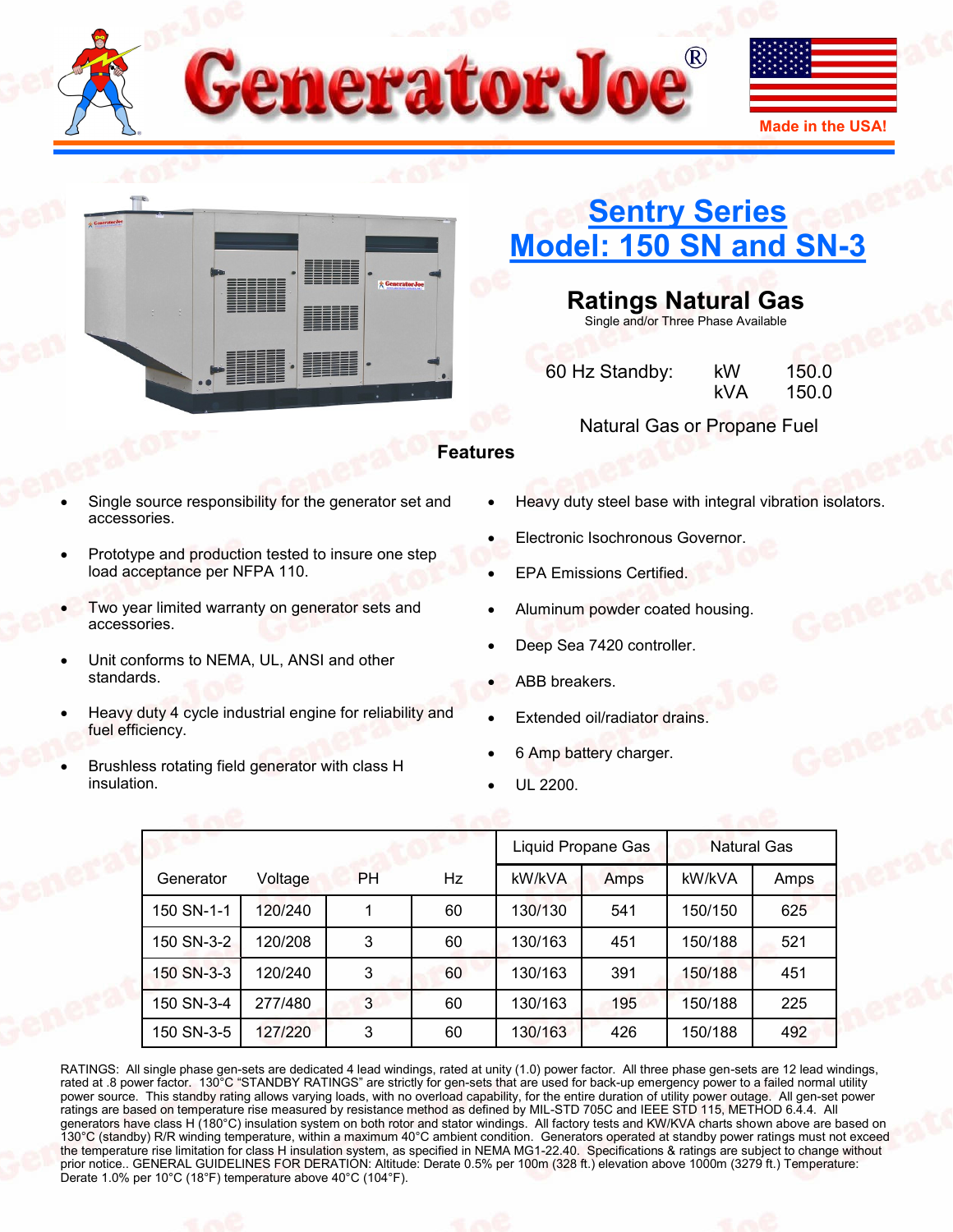GeneratorJoe®

Made in the USA!

# Sentry Series
# Model: 150 SN and SN-3

## Ratings Natural Gas

Single and/or Three Phase Available

60 Hz Standby: kW 150.0
kVA 150.0

Natural Gas or Propane Fuel

## Features

- Single source responsibility for the generator set and accessories.
- Prototype and production tested to insure one step load acceptance per NFPA 110.
- Two year limited warranty on generator sets and accessories.
- Unit conforms to NEMA, UL, ANSI and other standards.
- Heavy duty 4 cycle industrial engine for reliability and fuel efficiency.
- Brushless rotating field generator with class H insulation.
- Heavy duty steel base with integral vibration isolators.
- Electronic Isochronous Governor.
- EPA Emissions Certified.
- Aluminum powder coated housing.
- Deep Sea 7420 controller.
- ABB breakers.
- Extended oil/radiator drains.
- 6 Amp battery charger.
- UL 2200.

| | | | | Liquid Propane Gas | | Natural Gas | |
|---|---|---|---|---|---|---|---|
| Generator | Voltage | PH | Hz | kW/kVA | Amps | kW/kVA | Amps |
| 150 SN-1-1 | 120/240 | 1 | 60 | 130/130 | 541 | 150/150 | 625 |
| 150 SN-3-2 | 120/208 | 3 | 60 | 130/163 | 451 | 150/188 | 521 |
| 150 SN-3-3 | 120/240 | 3 | 60 | 130/163 | 391 | 150/188 | 451 |
| 150 SN-3-4 | 277/480 | 3 | 60 | 130/163 | 195 | 150/188 | 225 |
| 150 SN-3-5 | 127/220 | 3 | 60 | 130/163 | 426 | 150/188 | 492 |

RATINGS: All single phase gen-sets are dedicated 4 lead windings, rated at unity (1.0) power factor. All three phase gen-sets are 12 lead windings, rated at .8 power factor. 130°C "STANDBY RATINGS" are strictly for gen-sets that are used for back-up emergency power to a failed normal utility power source. This standby rating allows varying loads, with no overload capability, for the entire duration of utility power outage. All gen-set power ratings are based on temperature rise measured by resistance method as defined by MIL-STD 705C and IEEE STD 115, METHOD 6.4.4. All generators have class H (180°C) insulation system on both rotor and stator windings. All factory tests and KW/KVA charts shown above are based on 130°C (standby) R/R winding temperature, within a maximum 40°C ambient condition. Generators operated at standby power ratings must not exceed the temperature rise limitation for class H insulation system, as specified in NEMA MG1-22.40. Specifications & ratings are subject to change without prior notice.. GENERAL GUIDELINES FOR DERATION: Altitude: Derate 0.5% per 100m (328 ft.) elevation above 1000m (3279 ft.) Temperature: Derate 1.0% per 10°C (18°F) temperature above 40°C (104°F).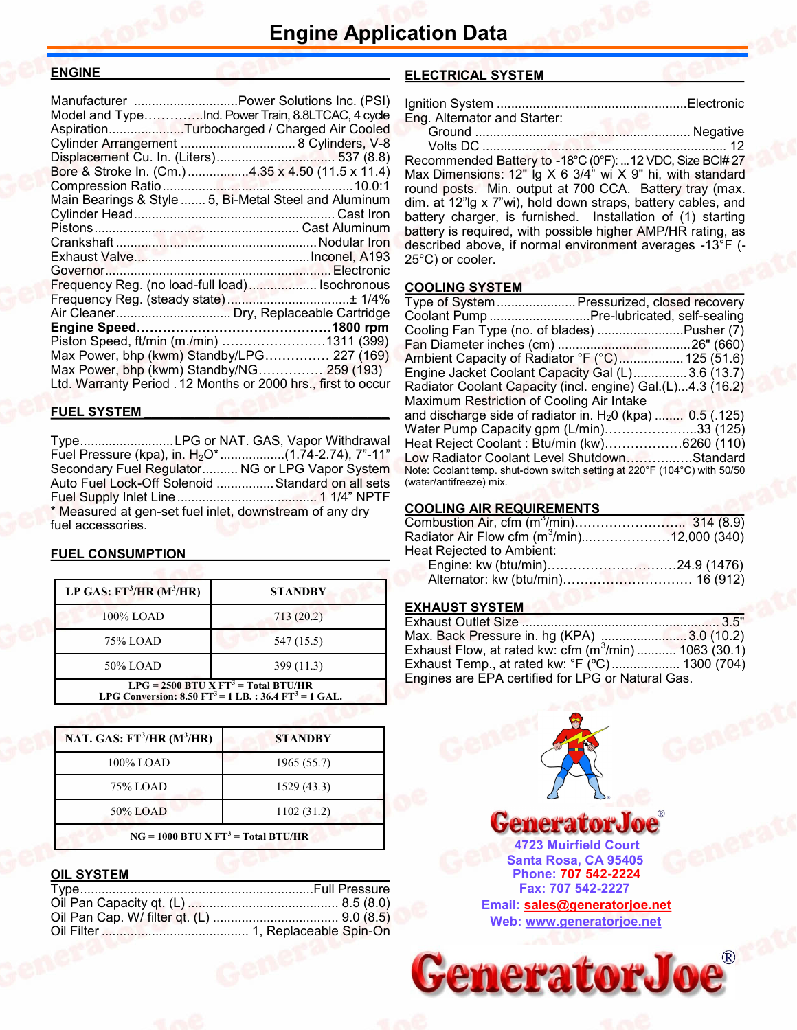# Engine Application Data

## ENGINE

Manufacturer ............................Power Solutions Inc. (PSI)
Model and Type..............Ind. Power Train, 8.8LTCAC, 4 cycle
Aspiration....................Turbocharged / Charged Air Cooled
Cylinder Arrangement ............................... 8 Cylinders, V-8
Displacement Cu. In. (Liters)................................ 537 (8.8)
Bore & Stroke In. (Cm.)................4.35 x 4.50 (11.5 x 11.4)
Compression Ratio....................................................10.0:1
Main Bearings & Style ....... 5, Bi-Metal Steel and Aluminum
Cylinder Head........................................................ Cast Iron
Pistons......................................................... Cast Aluminum
Crankshaft .......................................................Nodular Iron
Exhaust Valve.................................................Inconel, A193
Governor...............................................................Electronic
Frequency Reg. (no load-full load).................. Isochronous
Frequency Reg. (steady state).................................± 1/4%
Air Cleaner................................ Dry, Replaceable Cartridge
**Engine Speed............................................1800 rpm**
Piston Speed, ft/min (m./min) ........................1311 (399)
Max Power, bhp (kwm) Standby/LPG............... 227 (169)
Max Power, bhp (kwm) Standby/NG............... 259 (193)
Ltd. Warranty Period . 12 Months or 2000 hrs., first to occur

## FUEL SYSTEM

Type..........................LPG or NAT. GAS, Vapor Withdrawal
Fuel Pressure (kpa), in. $H_2O$*..................(1.74-2.74), 7"-11"
Secondary Fuel Regulator.......... NG or LPG Vapor System
Auto Fuel Lock-Off Solenoid ................Standard on all sets
Fuel Supply Inlet Line...................................... 1 1/4" NPTF
* Measured at gen-set fuel inlet, downstream of any dry fuel accessories.

## FUEL CONSUMPTION

| LP GAS: $FT^3$/HR ($M^3$/HR) | STANDBY |
|---|---|
| 100% LOAD | 713 (20.2) |
| 75% LOAD | 547 (15.5) |
| 50% LOAD | 399 (11.3) |
| LPG = 2500 BTU X $FT^3$ = Total BTU/HR<br>LPG Conversion: 8.50 $FT^3$ = 1 LB. : 36.4 $FT^3$ = 1 GAL. | |

| NAT. GAS: $FT^3$/HR ($M^3$/HR) | STANDBY |
|---|---|
| 100% LOAD | 1965 (55.7) |
| 75% LOAD | 1529 (43.3) |
| 50% LOAD | 1102 (31.2) |
| NG = 1000 BTU X $FT^3$ = Total BTU/HR | |

## OIL SYSTEM

Type.................................................................Full Pressure
Oil Pan Capacity qt. (L) ......................................... 8.5 (8.0)
Oil Pan Cap. W/ filter qt. (L) .................................. 9.0 (8.5)
Oil Filter ........................................ 1, Replaceable Spin-On

## ELECTRICAL SYSTEM

Ignition System ....................................................Electronic
Eng. Alternator and Starter:
Ground ........................................................... Negative
Volts DC .................................................................... 12
Recommended Battery to -18°C (0°F): ...12 VDC, Size BCI# 27 Max Dimensions: 12" lg X 6 3/4" wi X 9" hi, with standard round posts. Min. output at 700 CCA. Battery tray (max. dim. at 12"lg x 7"wi), hold down straps, battery cables, and battery charger, is furnished. Installation of (1) starting battery is required, with possible higher AMP/HR rating, as described above, if normal environment averages -13°F (-25°C) or cooler.

## COOLING SYSTEM

Type of System......................Pressurized, closed recovery
Coolant Pump ...........................Pre-lubricated, self-sealing
Cooling Fan Type (no. of blades) ........................Pusher (7)
Fan Diameter inches (cm) .....................................26" (660)
Ambient Capacity of Radiator °F (°C)..................125 (51.6)
Engine Jacket Coolant Capacity Gal (L)...............3.6 (13.7)
Radiator Coolant Capacity (incl. engine) Gal.(L)...4.3 (16.2)
Maximum Restriction of Cooling Air Intake and discharge side of radiator in. $H_20$ (kpa) ........ 0.5 (.125)
Water Pump Capacity gpm (L/min)......................33 (125)
Heat Reject Coolant : Btu/min (kw).................6260 (110)
Low Radiator Coolant Level Shutdown...............Standard
Note: Coolant temp. shut-down switch setting at 220°F (104°C) with 50/50 (water/antifreeze) mix.

## COOLING AIR REQUIREMENTS

Combustion Air, cfm ($m^3$/min)............................ 314 (8.9)
Radiator Air Flow cfm ($m^3$/min)......................12,000 (340)
Heat Rejected to Ambient:
Engine: kw (btu/min)..............................24.9 (1476)
Alternator: kw (btu/min).............................. 16 (912)

## EXHAUST SYSTEM

Exhaust Outlet Size ........................................................3.5"
Max. Back Pressure in. hg (KPA) .......................3.0 (10.2)
Exhaust Flow, at rated kw: cfm ($m^3$/min) ........... 1063 (30.1)
Exhaust Temp., at rated kw: °F (ºC).................. 1300 (704)
Engines are EPA certified for LPG or Natural Gas.

GeneratorJoe®
4723 Muirfield Court
Santa Rosa, CA 95405
Phone: 707 542-2224
Fax: 707 542-2227
Email: sales@generatorjoe.net
Web: www.generatorjoe.net

GeneratorJoe®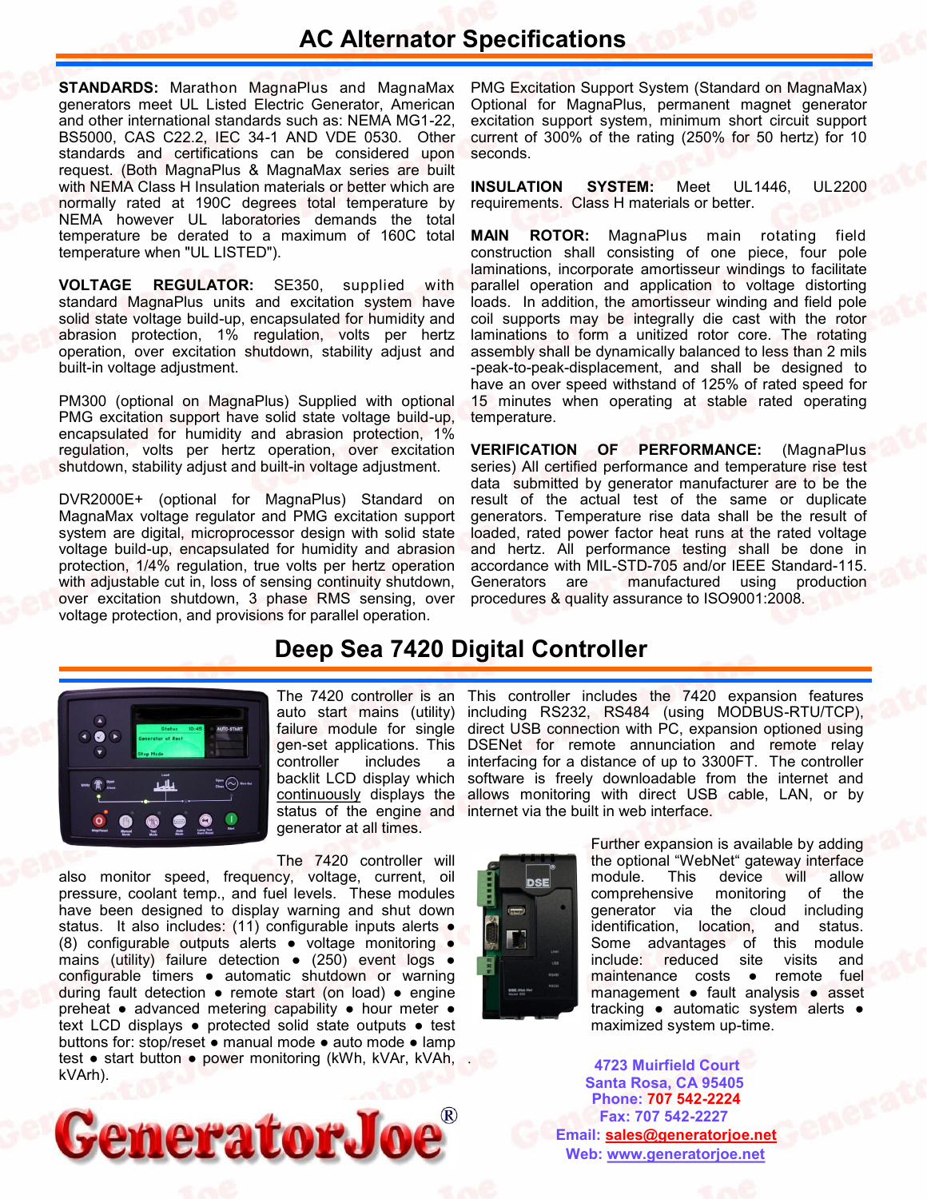# AC Alternator Specifications

**STANDARDS:** Marathon MagnaPlus and MagnaMax generators meet UL Listed Electric Generator, American and other international standards such as: NEMA MG1-22, BS5000, CAS C22.2, IEC 34-1 AND VDE 0530. Other standards and certifications can be considered upon request. (Both MagnaPlus & MagnaMax series are built with NEMA Class H Insulation materials or better which are normally rated at 190C degrees total temperature by NEMA however UL laboratories demands the total temperature be derated to a maximum of 160C total temperature when "UL LISTED").

**VOLTAGE REGULATOR:** SE350, supplied with standard MagnaPlus units and excitation system have solid state voltage build-up, encapsulated for humidity and abrasion protection, 1% regulation, volts per hertz operation, over excitation shutdown, stability adjust and built-in voltage adjustment.

PM300 (optional on MagnaPlus) Supplied with optional PMG excitation support have solid state voltage build-up, encapsulated for humidity and abrasion protection, 1% regulation, volts per hertz operation, over excitation shutdown, stability adjust and built-in voltage adjustment.

DVR2000E+ (optional for MagnaPlus) Standard on MagnaMax voltage regulator and PMG excitation support system are digital, microprocessor design with solid state voltage build-up, encapsulated for humidity and abrasion protection, 1/4% regulation, true volts per hertz operation with adjustable cut in, loss of sensing continuity shutdown, over excitation shutdown, 3 phase RMS sensing, over voltage protection, and provisions for parallel operation.

PMG Excitation Support System (Standard on MagnaMax) Optional for MagnaPlus, permanent magnet generator excitation support system, minimum short circuit support current of 300% of the rating (250% for 50 hertz) for 10 seconds.

**INSULATION SYSTEM:** Meet UL1446, UL2200 requirements. Class H materials or better.

**MAIN ROTOR:** MagnaPlus main rotating field construction shall consisting of one piece, four pole laminations, incorporate amortisseur windings to facilitate parallel operation and application to voltage distorting loads. In addition, the amortisseur winding and field pole coil supports may be integrally die cast with the rotor laminations to form a unitized rotor core. The rotating assembly shall be dynamically balanced to less than 2 mils -peak-to-peak-displacement, and shall be designed to have an over speed withstand of 125% of rated speed for 15 minutes when operating at stable rated operating temperature.

**VERIFICATION OF PERFORMANCE:** (MagnaPlus series) All certified performance and temperature rise test data submitted by generator manufacturer are to be the result of the actual test of the same or duplicate generators. Temperature rise data shall be the result of loaded, rated power factor heat runs at the rated voltage and hertz. All performance testing shall be done in accordance with MIL-STD-705 and/or IEEE Standard-115. Generators are manufactured using production procedures & quality assurance to ISO9001:2008.

# Deep Sea 7420 Digital Controller

The 7420 controller is an auto start mains (utility) failure module for single gen-set applications. This controller includes a backlit LCD display which continuously displays the status of the engine and generator at all times.

The 7420 controller will also monitor speed, frequency, voltage, current, oil pressure, coolant temp., and fuel levels. These modules have been designed to display warning and shut down status. It also includes: (11) configurable inputs alerts • (8) configurable outputs alerts • voltage monitoring • mains (utility) failure detection • (250) event logs • configurable timers • automatic shutdown or warning during fault detection • remote start (on load) • engine preheat • advanced metering capability • hour meter • text LCD displays • protected solid state outputs • test buttons for: stop/reset • manual mode • auto mode • lamp test • start button • power monitoring (kWh, kVAr, kVAh, kVArh).

This controller includes the 7420 expansion features including RS232, RS484 (using MODBUS-RTU/TCP), direct USB connection with PC, expansion optioned using DSENet for remote annunciation and remote relay interfacing for a distance of up to 3300FT. The controller software is freely downloadable from the internet and allows monitoring with direct USB cable, LAN, or by internet via the built in web interface.

Further expansion is available by adding the optional "WebNet" gateway interface module. This device will allow comprehensive monitoring of the generator via the cloud including identification, location, and status. Some advantages of this module include: reduced site visits and maintenance costs • remote fuel management • fault analysis • asset tracking • automatic system alerts • maximized system up-time.

GeneratorJoe®

4723 Muirfield Court
Santa Rosa, CA 95405
Phone: 707 542-2224
Fax: 707 542-2227
Email: sales@generatorjoe.net
Web: www.generatorjoe.net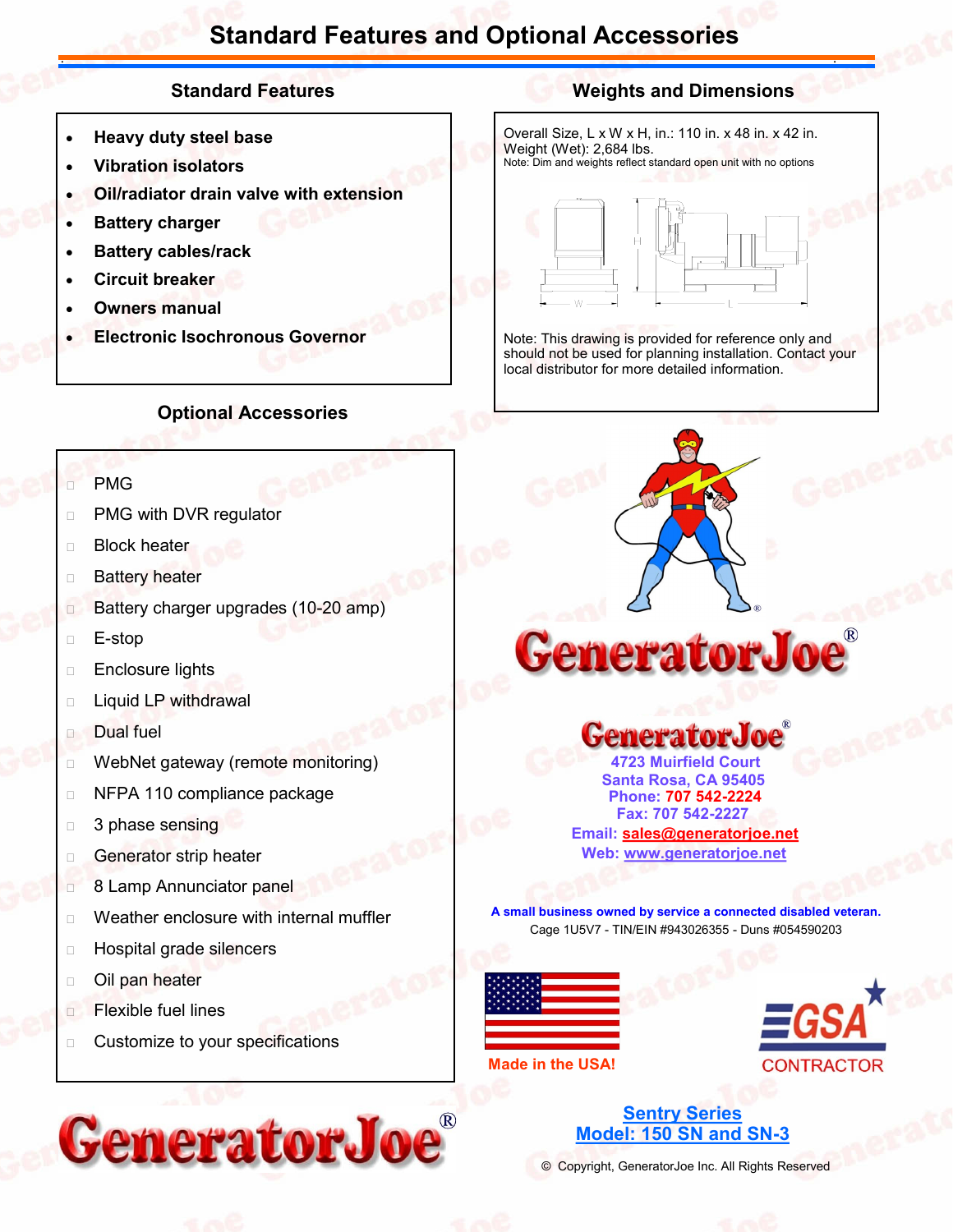# Standard Features and Optional Accessories

## Standard Features

- **Heavy duty steel base**
- **Vibration isolators**
- **Oil/radiator drain valve with extension**
- **Battery charger**
- **Battery cables/rack**
- **Circuit breaker**
- **Owners manual**
- **Electronic Isochronous Governor**

## Weights and Dimensions

Overall Size, L x W x H, in.: 110 in. x 48 in. x 42 in.
Weight (Wet): 2,684 lbs.
Note: Dim and weights reflect standard open unit with no options

W
H
L

Note: This drawing is provided for reference only and should not be used for planning installation. Contact your local distributor for more detailed information.

## Optional Accessories

- PMG
- PMG with DVR regulator
- Block heater
- Battery heater
- Battery charger upgrades (10-20 amp)
- E-stop
- Enclosure lights
- Liquid LP withdrawal
- Dual fuel
- WebNet gateway (remote monitoring)
- NFPA 110 compliance package
- 3 phase sensing
- Generator strip heater
- 8 Lamp Annunciator panel
- Weather enclosure with internal muffler
- Hospital grade silencers
- Oil pan heater
- Flexible fuel lines
- Customize to your specifications

GeneratorJoe®

GeneratorJoe®
4723 Muirfield Court
Santa Rosa, CA 95405
Phone: 707 542-2224
Fax: 707 542-2227
Email: sales@generatorjoe.net
Web: www.generatorjoe.net

A small business owned by service a connected disabled veteran.
Cage 1U5V7 - TIN/EIN #943026355 - Duns #054590203

Made in the USA!

GSA CONTRACTOR

GeneratorJoe®

Sentry Series
Model: 150 SN and SN-3

© Copyright, GeneratorJoe Inc. All Rights Reserved